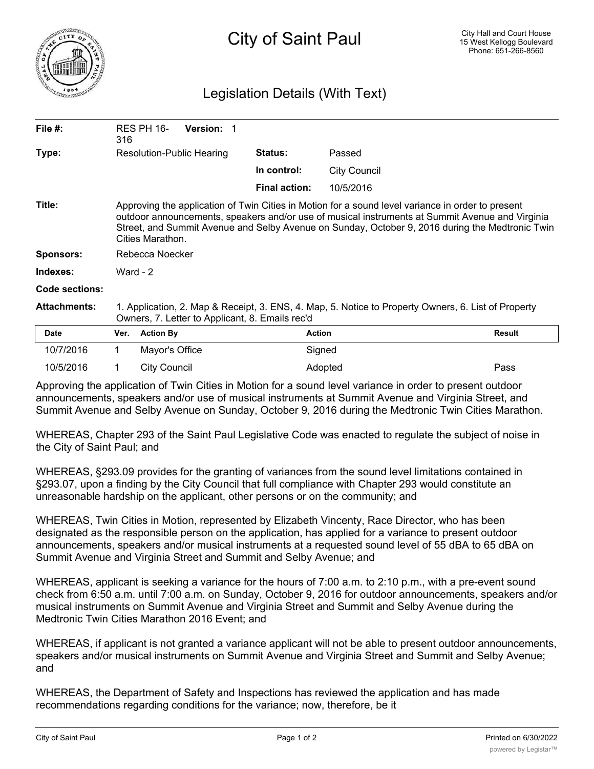# City of Saint Paul

City Hall and Court House
15 West Kellogg Boulevard
Phone: 651-266-8560

## Legislation Details (With Text)

| | | | |
|---|---|---|---|
| **File #:** | RES PH 16-316 **Version:** 1 | | |
| **Type:** | Resolution-Public Hearing | **Status:** | Passed |
| | | **In control:** | City Council |
| | | **Final action:** | 10/5/2016 |

**Title:** Approving the application of Twin Cities in Motion for a sound level variance in order to present outdoor announcements, speakers and/or use of musical instruments at Summit Avenue and Virginia Street, and Summit Avenue and Selby Avenue on Sunday, October 9, 2016 during the Medtronic Twin Cities Marathon.

**Sponsors:** Rebecca Noecker

**Indexes:** Ward - 2

**Code sections:**

**Attachments:** 1. Application, 2. Map & Receipt, 3. ENS, 4. Map, 5. Notice to Property Owners, 6. List of Property Owners, 7. Letter to Applicant, 8. Emails rec'd

| Date | Ver. | Action By | Action | Result |
|---|---|---|---|---|
| 10/7/2016 | 1 | Mayor's Office | Signed | |
| 10/5/2016 | 1 | City Council | Adopted | Pass |

Approving the application of Twin Cities in Motion for a sound level variance in order to present outdoor announcements, speakers and/or use of musical instruments at Summit Avenue and Virginia Street, and Summit Avenue and Selby Avenue on Sunday, October 9, 2016 during the Medtronic Twin Cities Marathon.

WHEREAS, Chapter 293 of the Saint Paul Legislative Code was enacted to regulate the subject of noise in the City of Saint Paul; and

WHEREAS, §293.09 provides for the granting of variances from the sound level limitations contained in §293.07, upon a finding by the City Council that full compliance with Chapter 293 would constitute an unreasonable hardship on the applicant, other persons or on the community; and

WHEREAS, Twin Cities in Motion, represented by Elizabeth Vincenty, Race Director, who has been designated as the responsible person on the application, has applied for a variance to present outdoor announcements, speakers and/or musical instruments at a requested sound level of 55 dBA to 65 dBA on Summit Avenue and Virginia Street and Summit and Selby Avenue; and

WHEREAS, applicant is seeking a variance for the hours of 7:00 a.m. to 2:10 p.m., with a pre-event sound check from 6:50 a.m. until 7:00 a.m. on Sunday, October 9, 2016 for outdoor announcements, speakers and/or musical instruments on Summit Avenue and Virginia Street and Summit and Selby Avenue during the Medtronic Twin Cities Marathon 2016 Event; and

WHEREAS, if applicant is not granted a variance applicant will not be able to present outdoor announcements, speakers and/or musical instruments on Summit Avenue and Virginia Street and Summit and Selby Avenue; and

WHEREAS, the Department of Safety and Inspections has reviewed the application and has made recommendations regarding conditions for the variance; now, therefore, be it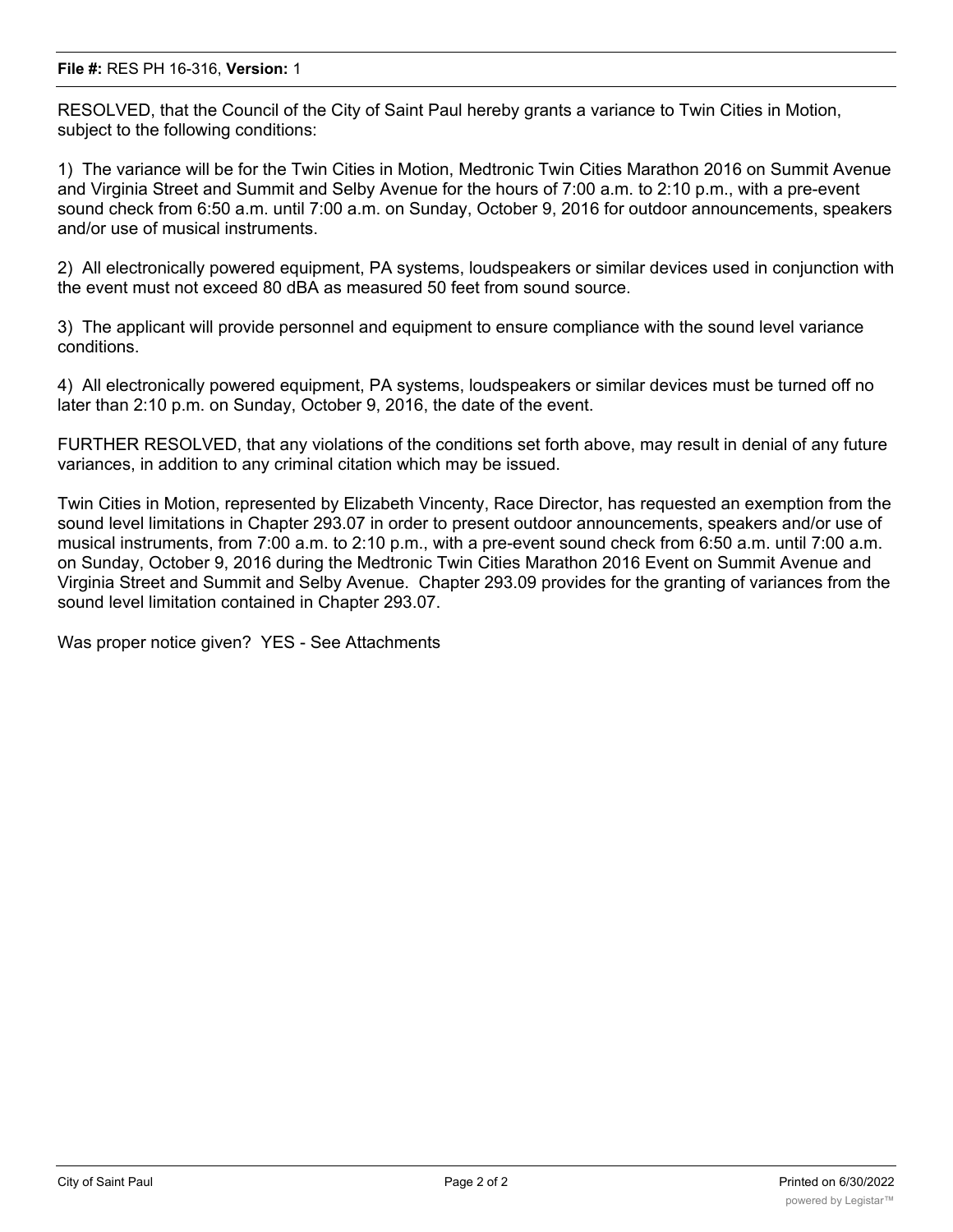**File #:** RES PH 16-316, **Version:** 1

RESOLVED, that the Council of the City of Saint Paul hereby grants a variance to Twin Cities in Motion, subject to the following conditions:

1) The variance will be for the Twin Cities in Motion, Medtronic Twin Cities Marathon 2016 on Summit Avenue and Virginia Street and Summit and Selby Avenue for the hours of 7:00 a.m. to 2:10 p.m., with a pre-event sound check from 6:50 a.m. until 7:00 a.m. on Sunday, October 9, 2016 for outdoor announcements, speakers and/or use of musical instruments.

2) All electronically powered equipment, PA systems, loudspeakers or similar devices used in conjunction with the event must not exceed 80 dBA as measured 50 feet from sound source.

3) The applicant will provide personnel and equipment to ensure compliance with the sound level variance conditions.

4) All electronically powered equipment, PA systems, loudspeakers or similar devices must be turned off no later than 2:10 p.m. on Sunday, October 9, 2016, the date of the event.

FURTHER RESOLVED, that any violations of the conditions set forth above, may result in denial of any future variances, in addition to any criminal citation which may be issued.

Twin Cities in Motion, represented by Elizabeth Vincenty, Race Director, has requested an exemption from the sound level limitations in Chapter 293.07 in order to present outdoor announcements, speakers and/or use of musical instruments, from 7:00 a.m. to 2:10 p.m., with a pre-event sound check from 6:50 a.m. until 7:00 a.m. on Sunday, October 9, 2016 during the Medtronic Twin Cities Marathon 2016 Event on Summit Avenue and Virginia Street and Summit and Selby Avenue. Chapter 293.09 provides for the granting of variances from the sound level limitation contained in Chapter 293.07.

Was proper notice given? YES - See Attachments